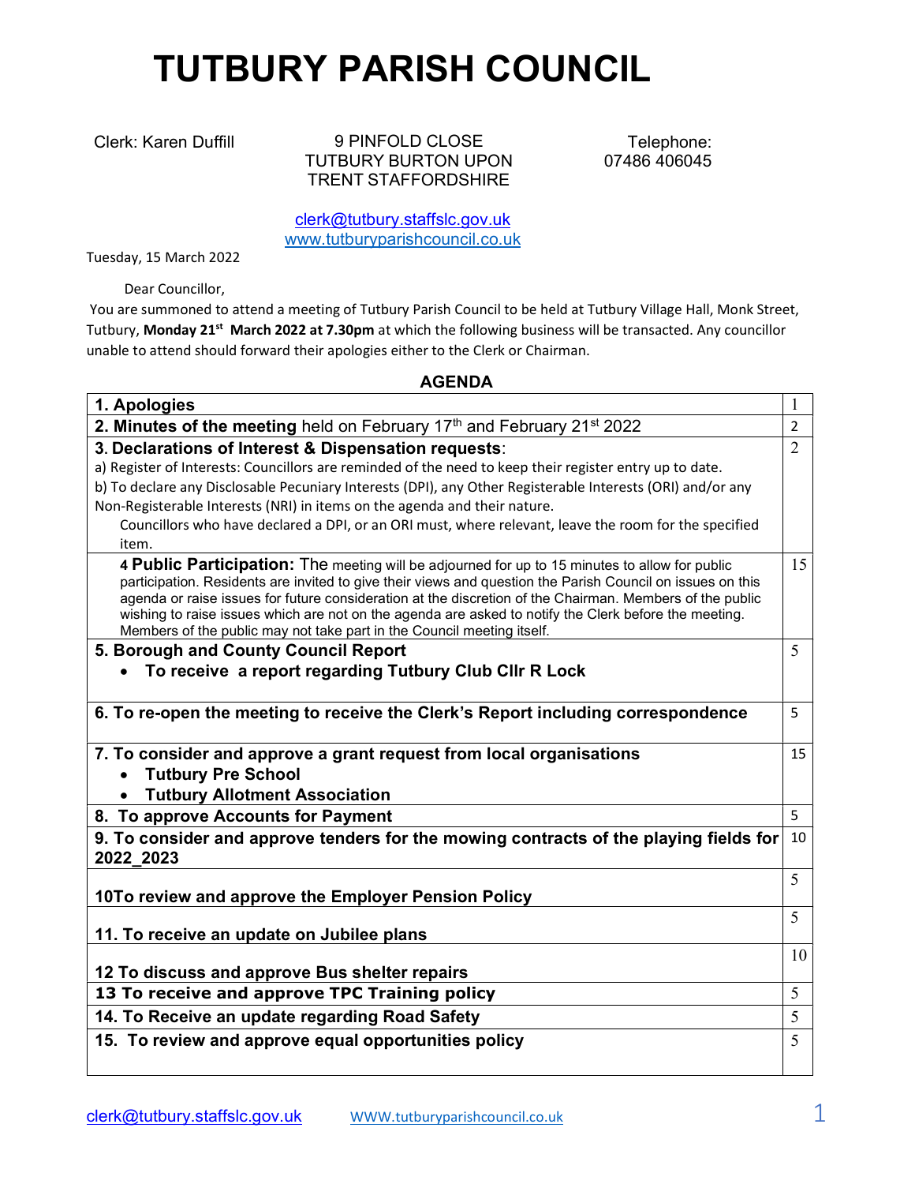# TUTBURY PARISH COUNCIL

Clerk: Karen Duffill

9 PINFOLD CLOSE
TUTBURY BURTON UPON
TRENT STAFFORDSHIRE

Telephone:
07486 406045

clerk@tutbury.staffslc.gov.uk
www.tutburyparishcouncil.co.uk

Tuesday, 15 March 2022

Dear Councillor,

You are summoned to attend a meeting of Tutbury Parish Council to be held at Tutbury Village Hall, Monk Street, Tutbury, **Monday 21st March 2022 at 7.30pm** at which the following business will be transacted. Any councillor unable to attend should forward their apologies either to the Clerk or Chairman.

## AGENDA

| Item | |
|---|---|
| **1. Apologies** | 1 |
| **2. Minutes of the meeting** held on February 17th and February 21st 2022 | 2 |
| **3. Declarations of Interest & Dispensation requests**:<br>a) Register of Interests: Councillors are reminded of the need to keep their register entry up to date.<br>b) To declare any Disclosable Pecuniary Interests (DPI), any Other Registerable Interests (ORI) and/or any Non-Registerable Interests (NRI) in items on the agenda and their nature.<br>Councillors who have declared a DPI, or an ORI must, where relevant, leave the room for the specified item. | 2 |
| **4 Public Participation:** The meeting will be adjourned for up to 15 minutes to allow for public participation. Residents are invited to give their views and question the Parish Council on issues on this agenda or raise issues for future consideration at the discretion of the Chairman. Members of the public wishing to raise issues which are not on the agenda are asked to notify the Clerk before the meeting. Members of the public may not take part in the Council meeting itself. | 15 |
| **5. Borough and County Council Report**<br>• **To receive a report regarding Tutbury Club Cllr R Lock** | 5 |
| **6. To re-open the meeting to receive the Clerk's Report including correspondence** | 5 |
| **7. To consider and approve a grant request from local organisations**<br>• **Tutbury Pre School**<br>• **Tutbury Allotment Association** | 15 |
| **8. To approve Accounts for Payment** | 5 |
| **9. To consider and approve tenders for the mowing contracts of the playing fields for 2022_2023** | 10 |
| **10To review and approve the Employer Pension Policy** | 5 |
| **11. To receive an update on Jubilee plans** | 5 |
| **12 To discuss and approve Bus shelter repairs** | 10 |
| **13 To receive and approve TPC Training policy** | 5 |
| **14. To Receive an update regarding Road Safety** | 5 |
| **15. To review and approve equal opportunities policy** | 5 |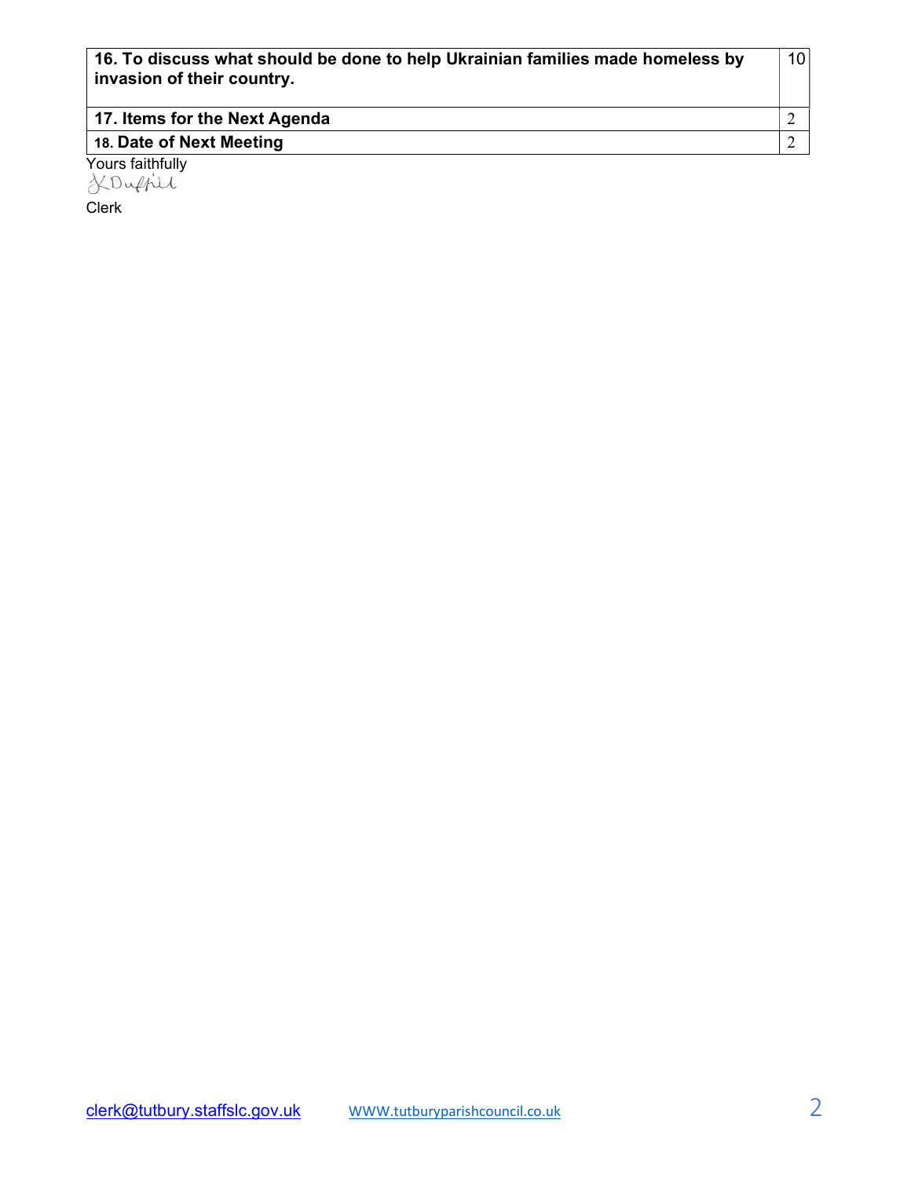| | |
|---|---|
| **16. To discuss what should be done to help Ukrainian families made homeless by invasion of their country.** | 10 |
| **17. Items for the Next Agenda** | 2 |
| **18. Date of Next Meeting** | 2 |

Yours faithfully

K Duffill

Clerk

clerk@tutbury.staffslc.gov.uk WWW.tutburyparishcouncil.co.uk